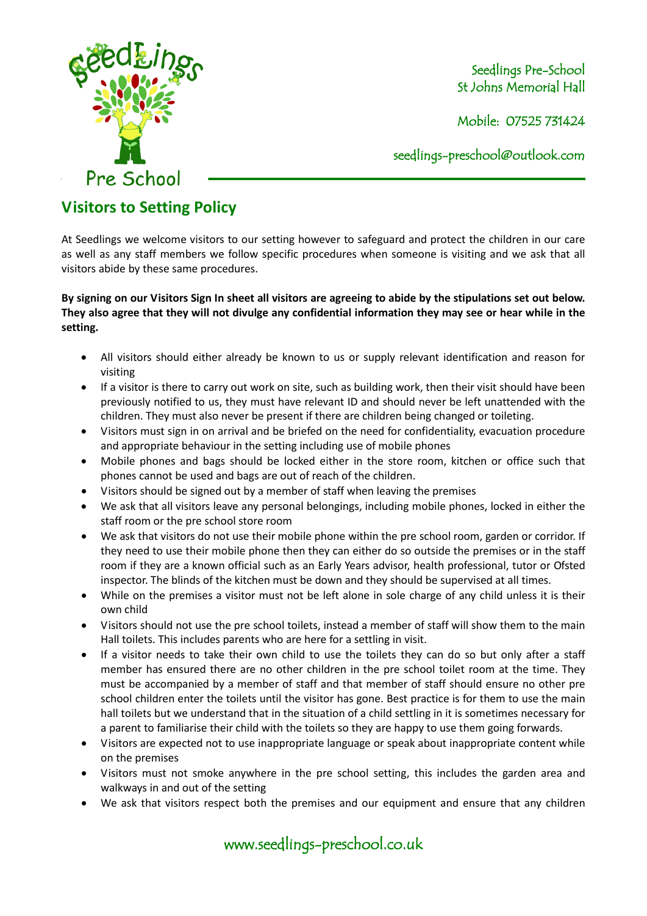Seedlings Pre-School
St Johns Memorial Hall

Mobile: 07525 731424

seedlings-preschool@outlook.com

## Visitors to Setting Policy

At Seedlings we welcome visitors to our setting however to safeguard and protect the children in our care as well as any staff members we follow specific procedures when someone is visiting and we ask that all visitors abide by these same procedures.

**By signing on our Visitors Sign In sheet all visitors are agreeing to abide by the stipulations set out below. They also agree that they will not divulge any confidential information they may see or hear while in the setting.**

- All visitors should either already be known to us or supply relevant identification and reason for visiting
- If a visitor is there to carry out work on site, such as building work, then their visit should have been previously notified to us, they must have relevant ID and should never be left unattended with the children. They must also never be present if there are children being changed or toileting.
- Visitors must sign in on arrival and be briefed on the need for confidentiality, evacuation procedure and appropriate behaviour in the setting including use of mobile phones
- Mobile phones and bags should be locked either in the store room, kitchen or office such that phones cannot be used and bags are out of reach of the children.
- Visitors should be signed out by a member of staff when leaving the premises
- We ask that all visitors leave any personal belongings, including mobile phones, locked in either the staff room or the pre school store room
- We ask that visitors do not use their mobile phone within the pre school room, garden or corridor. If they need to use their mobile phone then they can either do so outside the premises or in the staff room if they are a known official such as an Early Years advisor, health professional, tutor or Ofsted inspector. The blinds of the kitchen must be down and they should be supervised at all times.
- While on the premises a visitor must not be left alone in sole charge of any child unless it is their own child
- Visitors should not use the pre school toilets, instead a member of staff will show them to the main Hall toilets. This includes parents who are here for a settling in visit.
- If a visitor needs to take their own child to use the toilets they can do so but only after a staff member has ensured there are no other children in the pre school toilet room at the time. They must be accompanied by a member of staff and that member of staff should ensure no other pre school children enter the toilets until the visitor has gone. Best practice is for them to use the main hall toilets but we understand that in the situation of a child settling in it is sometimes necessary for a parent to familiarise their child with the toilets so they are happy to use them going forwards.
- Visitors are expected not to use inappropriate language or speak about inappropriate content while on the premises
- Visitors must not smoke anywhere in the pre school setting, this includes the garden area and walkways in and out of the setting
- We ask that visitors respect both the premises and our equipment and ensure that any children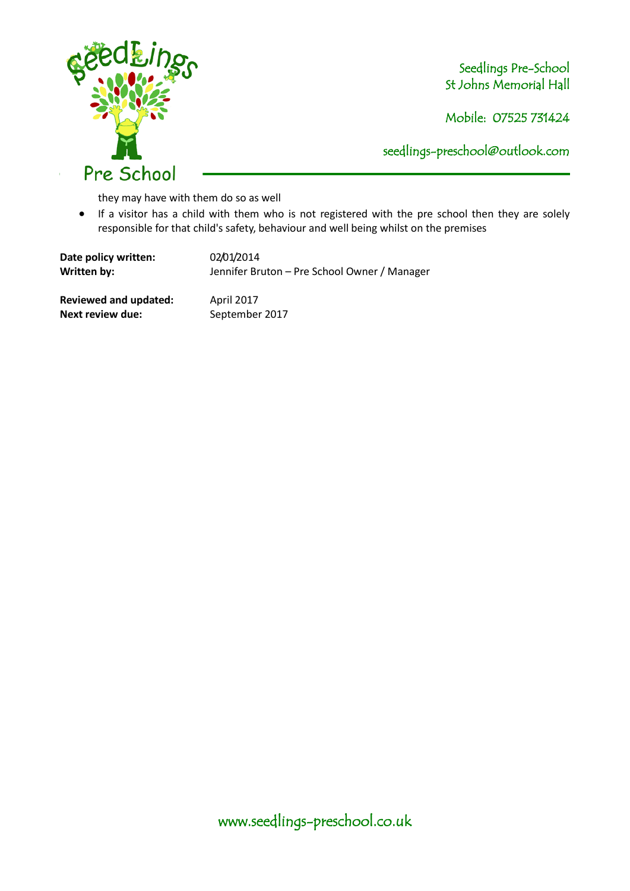they may have with them do so as well

- If a visitor has a child with them who is not registered with the pre school then they are solely responsible for that child's safety, behaviour and well being whilst on the premises

**Date policy written:** 02/01/2014
**Written by:** Jennifer Bruton – Pre School Owner / Manager

**Reviewed and updated:** April 2017
**Next review due:** September 2017